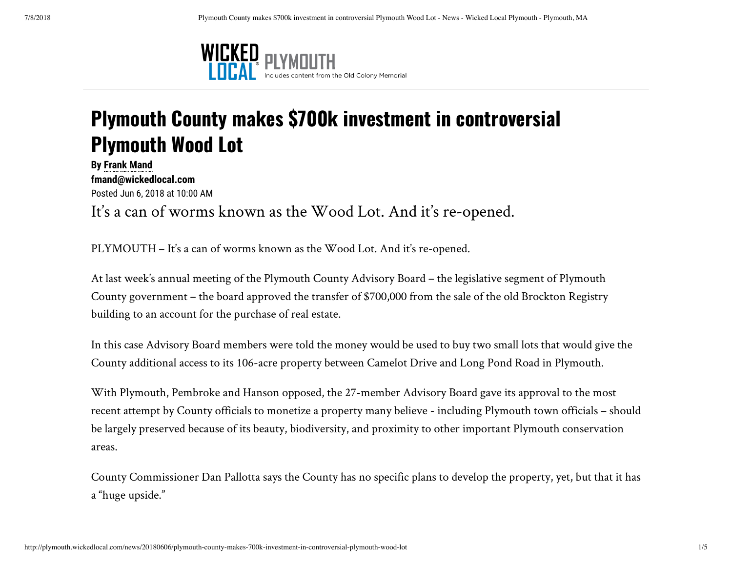# Plymouth County makes $700k investment in controversial Plymouth Wood Lot

**By Frank Mand**
**fmand@wickedlocal.com**
Posted Jun 6, 2018 at 10:00 AM

It's a can of worms known as the Wood Lot. And it's re-opened.

PLYMOUTH – It's a can of worms known as the Wood Lot. And it's re-opened.

At last week's annual meeting of the Plymouth County Advisory Board – the legislative segment of Plymouth County government – the board approved the transfer of $700,000 from the sale of the old Brockton Registry building to an account for the purchase of real estate.

In this case Advisory Board members were told the money would be used to buy two small lots that would give the County additional access to its 106-acre property between Camelot Drive and Long Pond Road in Plymouth.

With Plymouth, Pembroke and Hanson opposed, the 27-member Advisory Board gave its approval to the most recent attempt by County officials to monetize a property many believe - including Plymouth town officials – should be largely preserved because of its beauty, biodiversity, and proximity to other important Plymouth conservation areas.

County Commissioner Dan Pallotta says the County has no specific plans to develop the property, yet, but that it has a "huge upside."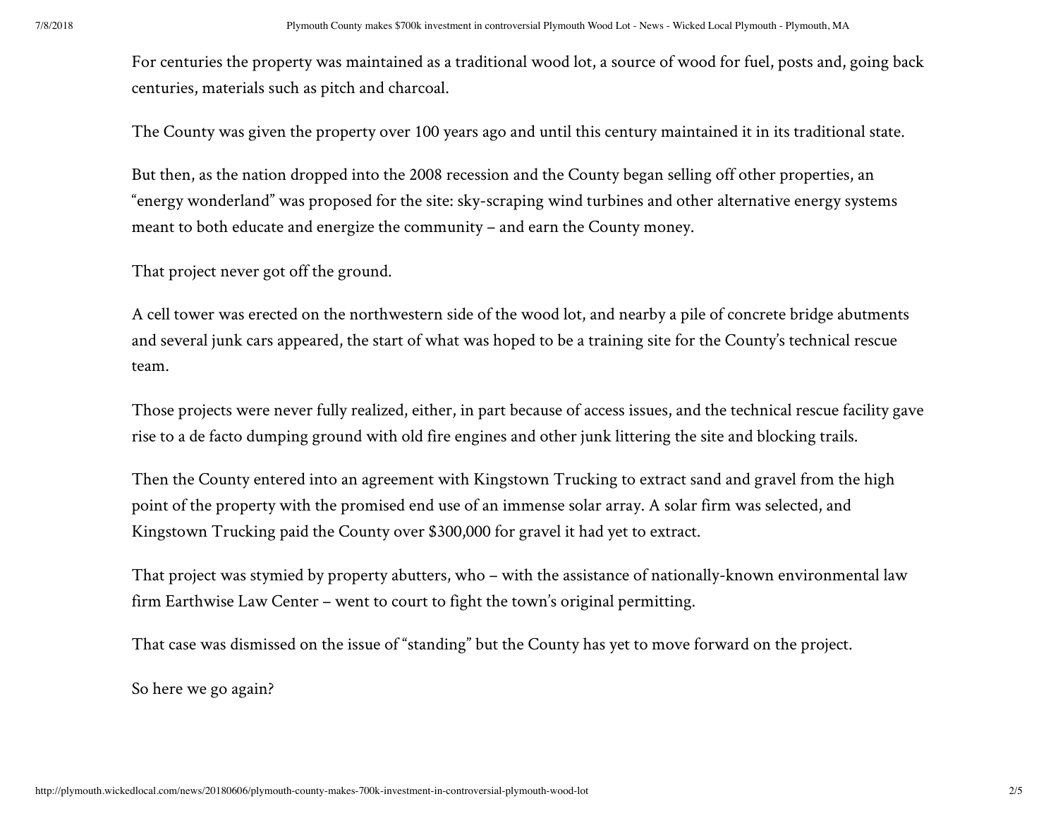For centuries the property was maintained as a traditional wood lot, a source of wood for fuel, posts and, going back centuries, materials such as pitch and charcoal.

The County was given the property over 100 years ago and until this century maintained it in its traditional state.

But then, as the nation dropped into the 2008 recession and the County began selling off other properties, an "energy wonderland" was proposed for the site: sky-scraping wind turbines and other alternative energy systems meant to both educate and energize the community – and earn the County money.

That project never got off the ground.

A cell tower was erected on the northwestern side of the wood lot, and nearby a pile of concrete bridge abutments and several junk cars appeared, the start of what was hoped to be a training site for the County's technical rescue team.

Those projects were never fully realized, either, in part because of access issues, and the technical rescue facility gave rise to a de facto dumping ground with old fire engines and other junk littering the site and blocking trails.

Then the County entered into an agreement with Kingstown Trucking to extract sand and gravel from the high point of the property with the promised end use of an immense solar array. A solar firm was selected, and Kingstown Trucking paid the County over $300,000 for gravel it had yet to extract.

That project was stymied by property abutters, who – with the assistance of nationally-known environmental law firm Earthwise Law Center – went to court to fight the town's original permitting.

That case was dismissed on the issue of "standing" but the County has yet to move forward on the project.

So here we go again?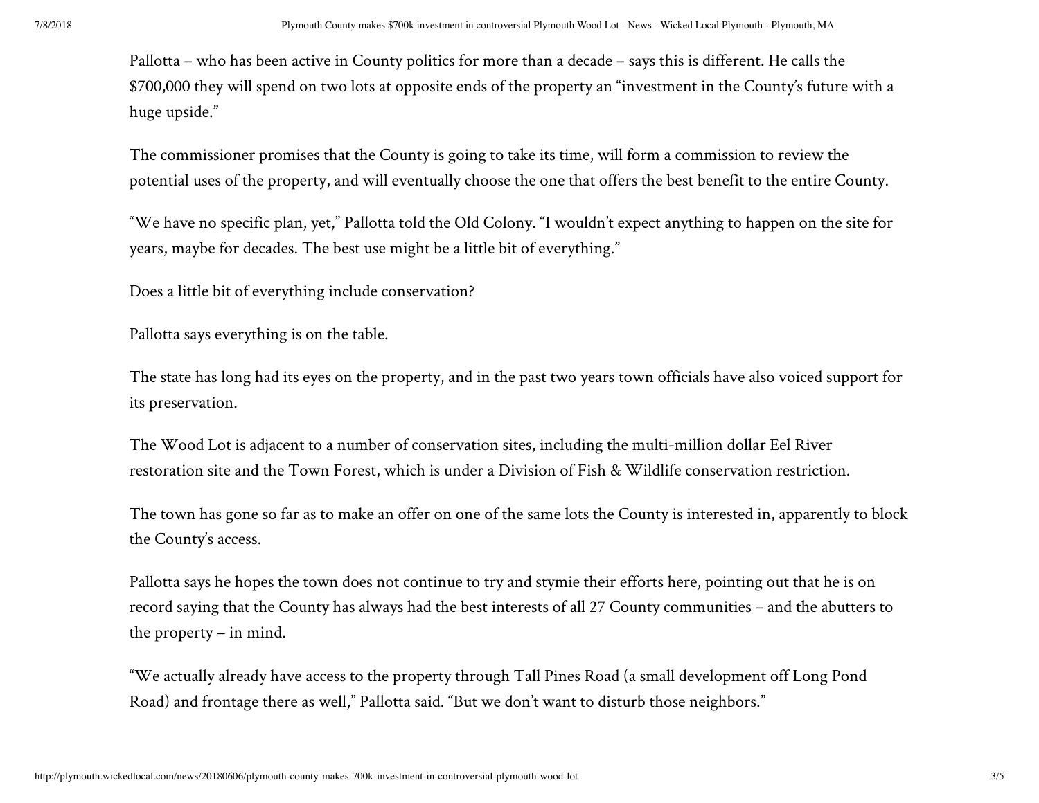Pallotta – who has been active in County politics for more than a decade – says this is different. He calls the $700,000 they will spend on two lots at opposite ends of the property an "investment in the County's future with a huge upside."

The commissioner promises that the County is going to take its time, will form a commission to review the potential uses of the property, and will eventually choose the one that offers the best benefit to the entire County.

"We have no specific plan, yet," Pallotta told the Old Colony. "I wouldn't expect anything to happen on the site for years, maybe for decades. The best use might be a little bit of everything."

Does a little bit of everything include conservation?

Pallotta says everything is on the table.

The state has long had its eyes on the property, and in the past two years town officials have also voiced support for its preservation.

The Wood Lot is adjacent to a number of conservation sites, including the multi-million dollar Eel River restoration site and the Town Forest, which is under a Division of Fish & Wildlife conservation restriction.

The town has gone so far as to make an offer on one of the same lots the County is interested in, apparently to block the County's access.

Pallotta says he hopes the town does not continue to try and stymie their efforts here, pointing out that he is on record saying that the County has always had the best interests of all 27 County communities – and the abutters to the property – in mind.

"We actually already have access to the property through Tall Pines Road (a small development off Long Pond Road) and frontage there as well," Pallotta said. "But we don't want to disturb those neighbors."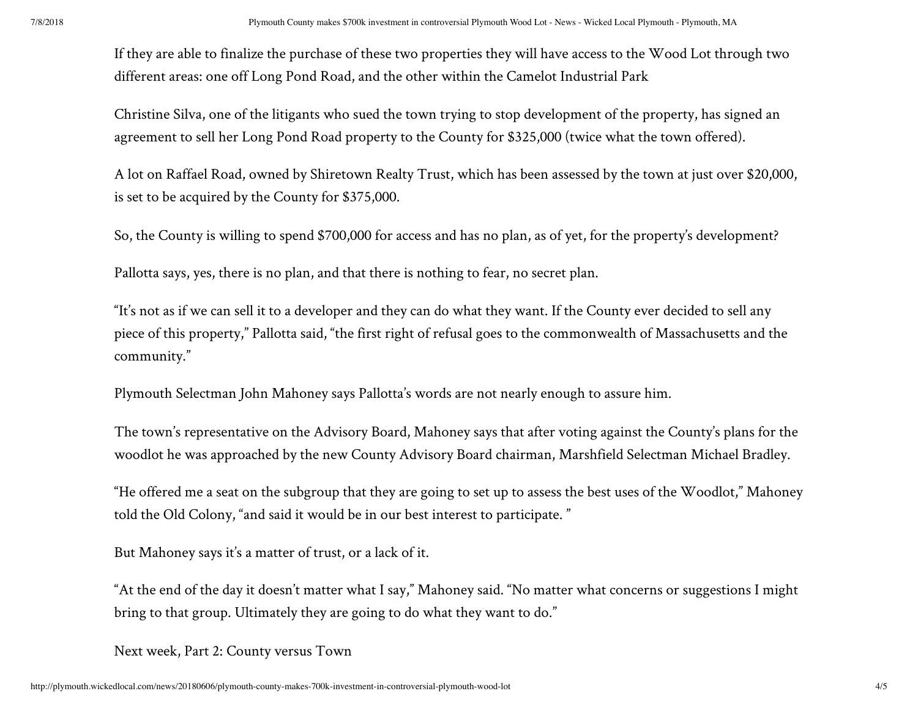If they are able to finalize the purchase of these two properties they will have access to the Wood Lot through two different areas: one off Long Pond Road, and the other within the Camelot Industrial Park

Christine Silva, one of the litigants who sued the town trying to stop development of the property, has signed an agreement to sell her Long Pond Road property to the County for $325,000 (twice what the town offered).

A lot on Raffael Road, owned by Shiretown Realty Trust, which has been assessed by the town at just over $20,000, is set to be acquired by the County for $375,000.

So, the County is willing to spend $700,000 for access and has no plan, as of yet, for the property's development?

Pallotta says, yes, there is no plan, and that there is nothing to fear, no secret plan.

"It's not as if we can sell it to a developer and they can do what they want. If the County ever decided to sell any piece of this property," Pallotta said, "the first right of refusal goes to the commonwealth of Massachusetts and the community."

Plymouth Selectman John Mahoney says Pallotta's words are not nearly enough to assure him.

The town's representative on the Advisory Board, Mahoney says that after voting against the County's plans for the woodlot he was approached by the new County Advisory Board chairman, Marshfield Selectman Michael Bradley.

"He offered me a seat on the subgroup that they are going to set up to assess the best uses of the Woodlot," Mahoney told the Old Colony, "and said it would be in our best interest to participate. "

But Mahoney says it's a matter of trust, or a lack of it.

"At the end of the day it doesn't matter what I say," Mahoney said. "No matter what concerns or suggestions I might bring to that group. Ultimately they are going to do what they want to do."

Next week, Part 2: County versus Town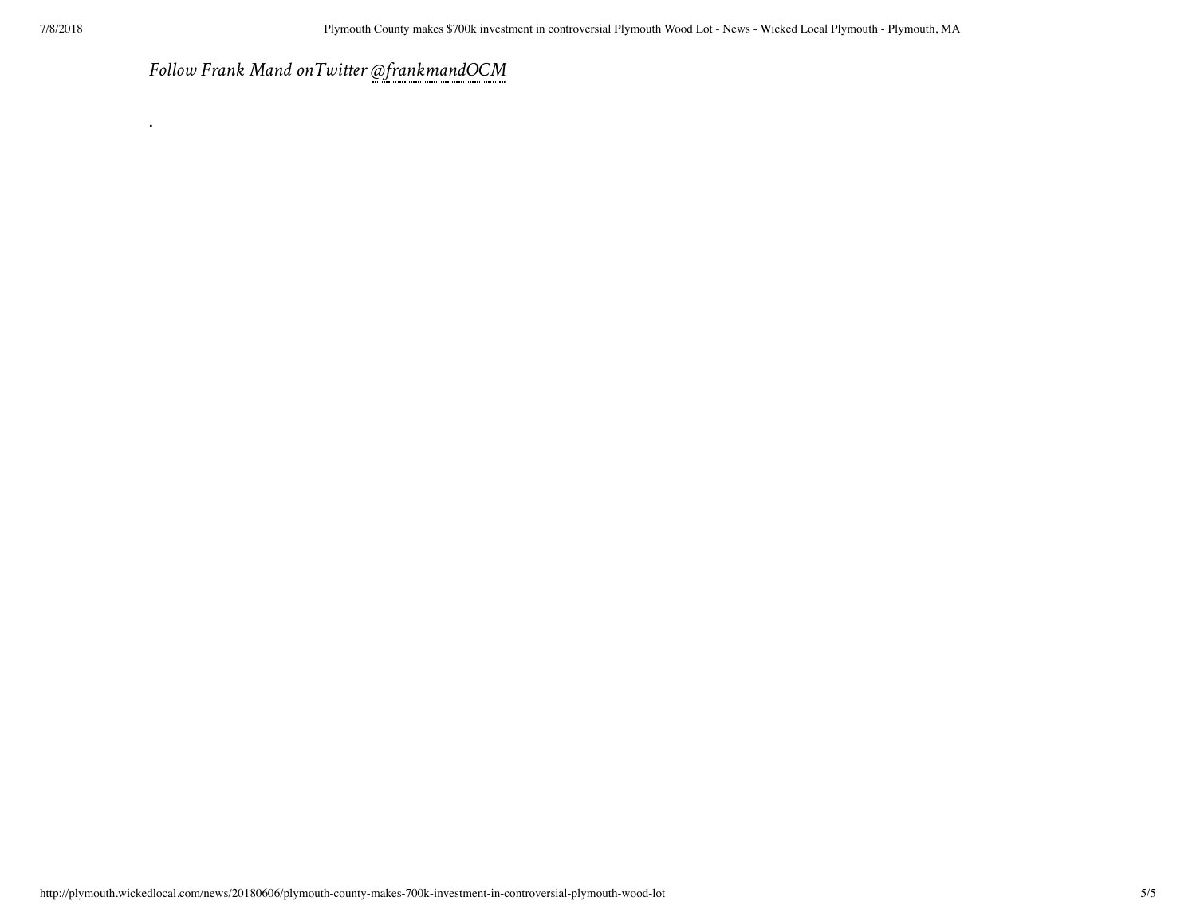*Follow Frank Mand onTwitter @frankmandOCM*

.